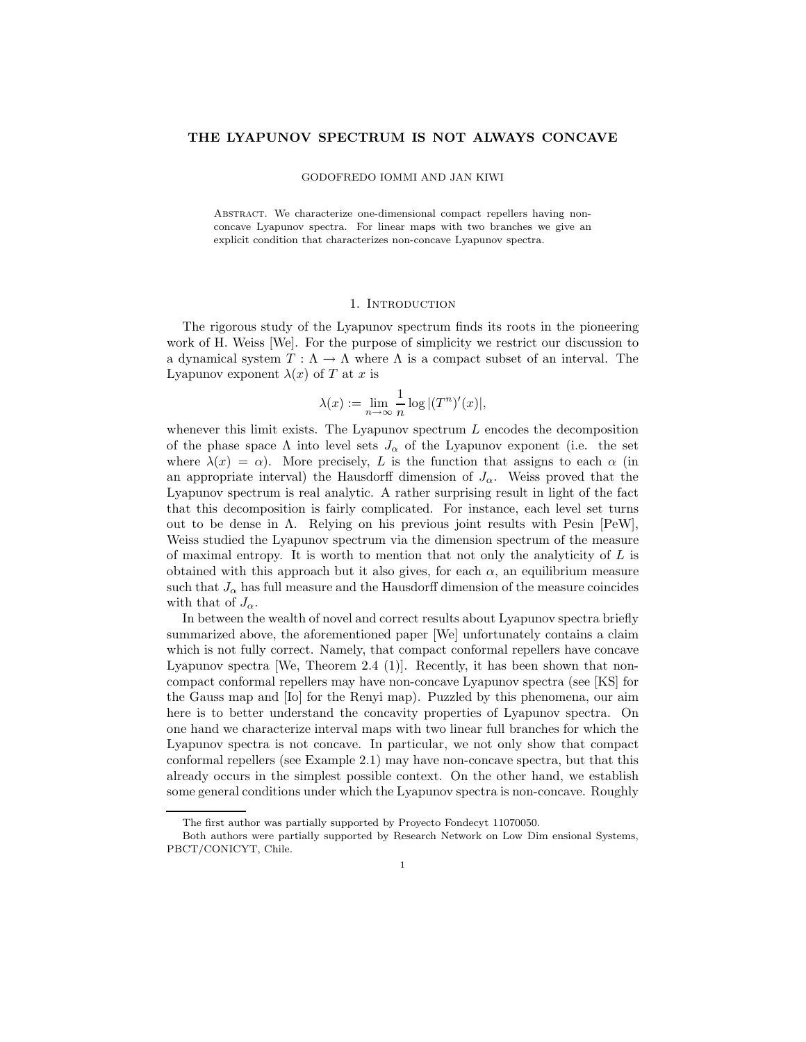# THE LYAPUNOV SPECTRUM IS NOT ALWAYS CONCAVE

GODOFREDO IOMMI AND JAN KIWI

Abstract. We characterize one-dimensional compact repellers having non-concave Lyapunov spectra. For linear maps with two branches we give an explicit condition that characterizes non-concave Lyapunov spectra.

## 1. Introduction

The rigorous study of the Lyapunov spectrum finds its roots in the pioneering work of H. Weiss [We]. For the purpose of simplicity we restrict our discussion to a dynamical system $T : \Lambda \to \Lambda$ where $\Lambda$ is a compact subset of an interval. The Lyapunov exponent $\lambda(x)$ of $T$ at $x$ is

$$\lambda(x) := \lim_{n\to\infty} \frac{1}{n} \log |(T^n)'(x)|,$$

whenever this limit exists. The Lyapunov spectrum $L$ encodes the decomposition of the phase space $\Lambda$ into level sets $J_\alpha$ of the Lyapunov exponent (i.e. the set where $\lambda(x) = \alpha$). More precisely, $L$ is the function that assigns to each $\alpha$ (in an appropriate interval) the Hausdorff dimension of $J_\alpha$. Weiss proved that the Lyapunov spectrum is real analytic. A rather surprising result in light of the fact that this decomposition is fairly complicated. For instance, each level set turns out to be dense in $\Lambda$. Relying on his previous joint results with Pesin [PeW], Weiss studied the Lyapunov spectrum via the dimension spectrum of the measure of maximal entropy. It is worth to mention that not only the analyticity of $L$ is obtained with this approach but it also gives, for each $\alpha$, an equilibrium measure such that $J_\alpha$ has full measure and the Hausdorff dimension of the measure coincides with that of $J_\alpha$.

In between the wealth of novel and correct results about Lyapunov spectra briefly summarized above, the aforementioned paper [We] unfortunately contains a claim which is not fully correct. Namely, that compact conformal repellers have concave Lyapunov spectra [We, Theorem 2.4 (1)]. Recently, it has been shown that non-compact conformal repellers may have non-concave Lyapunov spectra (see [KS] for the Gauss map and [Io] for the Renyi map). Puzzled by this phenomena, our aim here is to better understand the concavity properties of Lyapunov spectra. On one hand we characterize interval maps with two linear full branches for which the Lyapunov spectra is not concave. In particular, we not only show that compact conformal repellers (see Example 2.1) may have non-concave spectra, but that this already occurs in the simplest possible context. On the other hand, we establish some general conditions under which the Lyapunov spectra is non-concave. Roughly

---

The first author was partially supported by Proyecto Fondecyt 11070050.

Both authors were partially supported by Research Network on Low Dim ensional Systems, PBCT/CONICYT, Chile.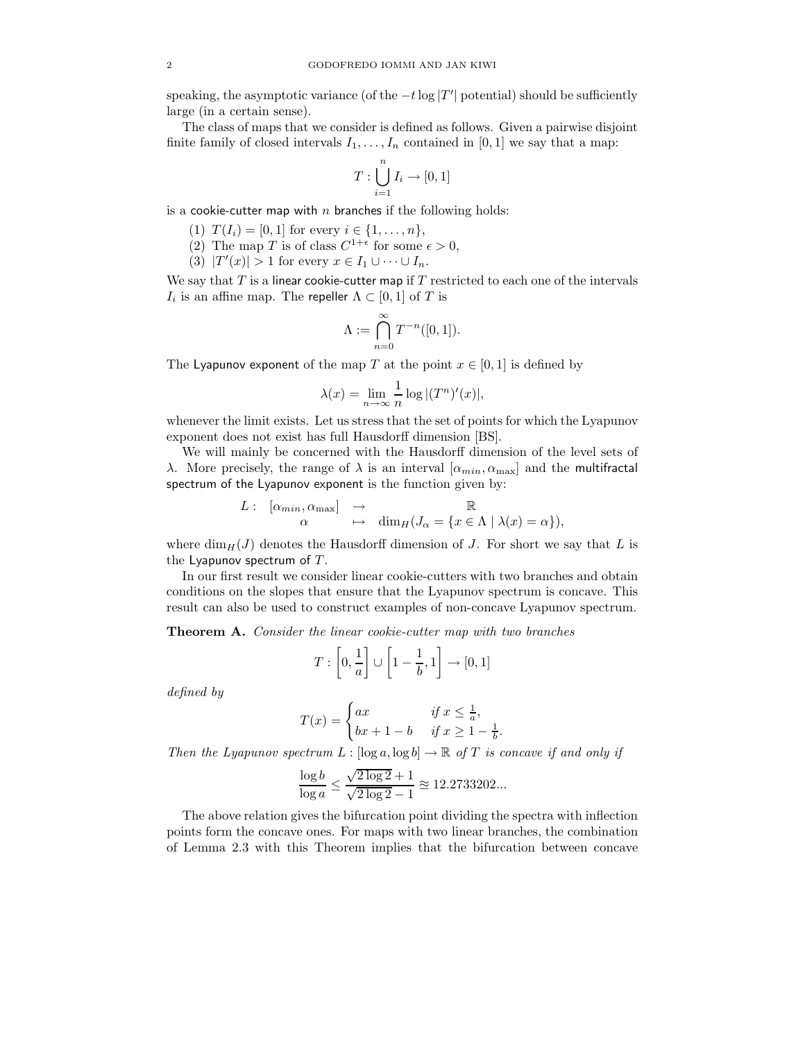speaking, the asymptotic variance (of the $-t\log|T'|$ potential) should be sufficiently large (in a certain sense).

The class of maps that we consider is defined as follows. Given a pairwise disjoint finite family of closed intervals $I_1, \dots, I_n$ contained in $[0,1]$ we say that a map:

$$T : \bigcup_{i=1}^{n} I_i \to [0,1]$$

is a cookie-cutter map with $n$ branches if the following holds:

1. $T(I_i) = [0,1]$ for every $i \in \{1, \dots, n\}$,
2. The map $T$ is of class $C^{1+\epsilon}$ for some $\epsilon > 0$,
3. $|T'(x)| > 1$ for every $x \in I_1 \cup \dots \cup I_n$.

We say that $T$ is a linear cookie-cutter map if $T$ restricted to each one of the intervals $I_i$ is an affine map. The repeller $\Lambda \subset [0,1]$ of $T$ is

$$\Lambda := \bigcap_{n=0}^{\infty} T^{-n}([0,1]).$$

The Lyapunov exponent of the map $T$ at the point $x \in [0,1]$ is defined by

$$\lambda(x) = \lim_{n\to\infty} \frac{1}{n} \log|(T^n)'(x)|,$$

whenever the limit exists. Let us stress that the set of points for which the Lyapunov exponent does not exist has full Hausdorff dimension [BS].

We will mainly be concerned with the Hausdorff dimension of the level sets of $\lambda$. More precisely, the range of $\lambda$ is an interval $[\alpha_{min}, \alpha_{\max}]$ and the multifractal spectrum of the Lyapunov exponent is the function given by:

$$\begin{array}{rccc} L: & [\alpha_{min}, \alpha_{\max}] & \to & \mathbb{R} \\ & \alpha & \mapsto & \dim_H(J_\alpha = \{x \in \Lambda \mid \lambda(x) = \alpha\}), \end{array}$$

where $\dim_H(J)$ denotes the Hausdorff dimension of $J$. For short we say that $L$ is the Lyapunov spectrum of $T$.

In our first result we consider linear cookie-cutters with two branches and obtain conditions on the slopes that ensure that the Lyapunov spectrum is concave. This result can also be used to construct examples of non-concave Lyapunov spectrum.

**Theorem A.** *Consider the linear cookie-cutter map with two branches*

$$T : \left[0, \frac{1}{a}\right] \cup \left[1 - \frac{1}{b}, 1\right] \to [0,1]$$

*defined by*

$$T(x) = \begin{cases} ax & \text{if } x \leq \frac{1}{a}, \\ bx + 1 - b & \text{if } x \geq 1 - \frac{1}{b}. \end{cases}$$

*Then the Lyapunov spectrum $L : [\log a, \log b] \to \mathbb{R}$ of $T$ is concave if and only if*

$$\frac{\log b}{\log a} \leq \frac{\sqrt{2\log 2} + 1}{\sqrt{2\log 2} - 1} \approxeq 12.2733202...$$

The above relation gives the bifurcation point dividing the spectra with inflection points form the concave ones. For maps with two linear branches, the combination of Lemma 2.3 with this Theorem implies that the bifurcation between concave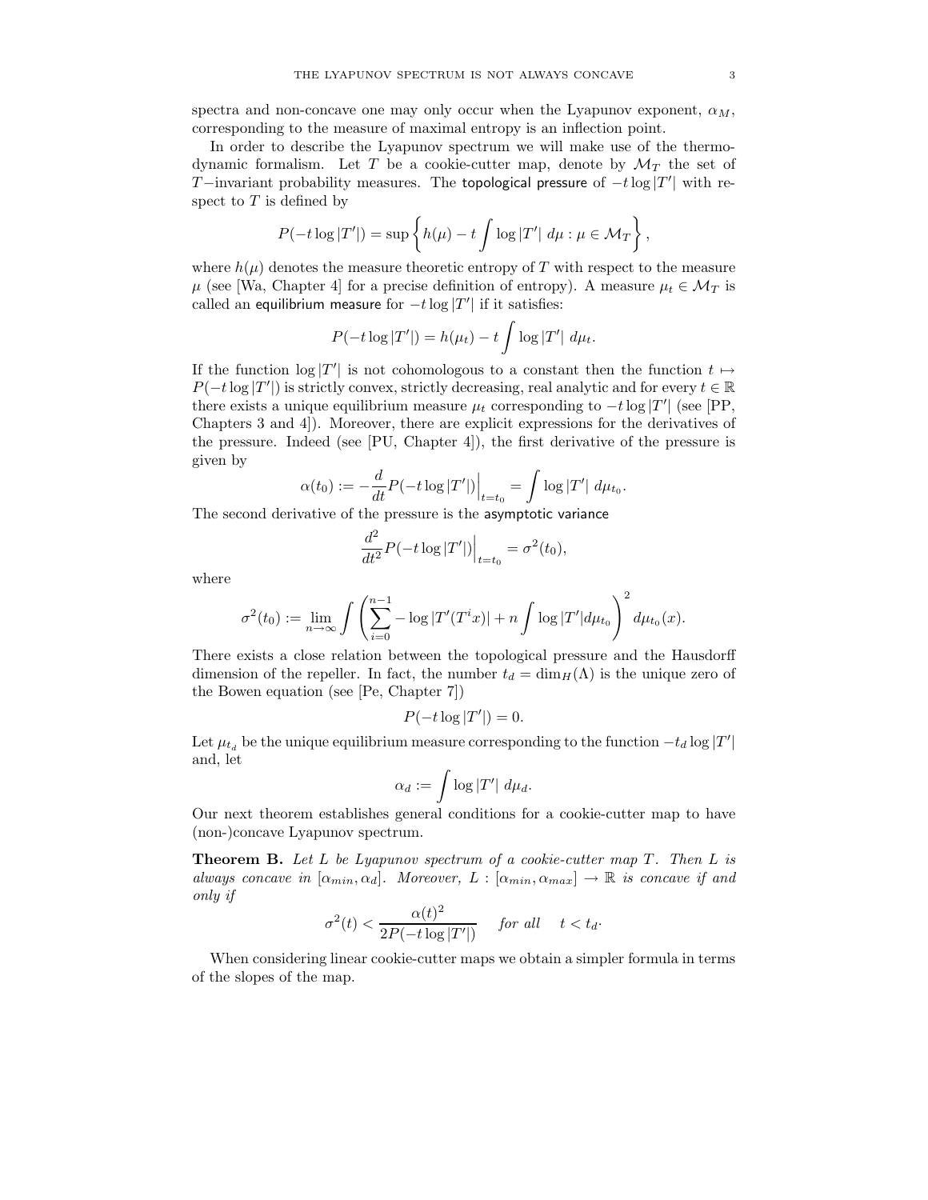spectra and non-concave one may only occur when the Lyapunov exponent, $\alpha_M$, corresponding to the measure of maximal entropy is an inflection point.

In order to describe the Lyapunov spectrum we will make use of the thermodynamic formalism. Let $T$ be a cookie-cutter map, denote by $\mathcal{M}_T$ the set of $T-$invariant probability measures. The topological pressure of $-t \log |T'|$ with respect to $T$ is defined by

$$P(-t \log |T'|) = \sup \left\{ h(\mu) - t \int \log |T'| \; d\mu : \mu \in \mathcal{M}_T \right\},$$

where $h(\mu)$ denotes the measure theoretic entropy of $T$ with respect to the measure $\mu$ (see [Wa, Chapter 4] for a precise definition of entropy). A measure $\mu_t \in \mathcal{M}_T$ is called an equilibrium measure for $-t \log |T'|$ if it satisfies:

$$P(-t \log |T'|) = h(\mu_t) - t \int \log |T'| \; d\mu_t.$$

If the function $\log |T'|$ is not cohomologous to a constant then the function $t \mapsto P(-t \log |T'|)$ is strictly convex, strictly decreasing, real analytic and for every $t \in \mathbb{R}$ there exists a unique equilibrium measure $\mu_t$ corresponding to $-t \log |T'|$ (see [PP, Chapters 3 and 4]). Moreover, there are explicit expressions for the derivatives of the pressure. Indeed (see [PU, Chapter 4]), the first derivative of the pressure is given by

$$\alpha(t_0) := -\frac{d}{dt} P(-t \log |T'|) \Big|_{t=t_0} = \int \log |T'| \; d\mu_{t_0}.$$

The second derivative of the pressure is the asymptotic variance

$$\frac{d^2}{dt^2} P(-t \log |T'|) \Big|_{t=t_0} = \sigma^2(t_0),$$

where

$$\sigma^2(t_0) := \lim_{n \to \infty} \int \left( \sum_{i=0}^{n-1} - \log |T'(T^i x)| + n \int \log |T'| d\mu_{t_0} \right)^2 d\mu_{t_0}(x).$$

There exists a close relation between the topological pressure and the Hausdorff dimension of the repeller. In fact, the number $t_d = \dim_H(\Lambda)$ is the unique zero of the Bowen equation (see [Pe, Chapter 7])

$$P(-t \log |T'|) = 0.$$

Let $\mu_{t_d}$ be the unique equilibrium measure corresponding to the function $-t_d \log |T'|$ and, let

$$\alpha_d := \int \log |T'| \; d\mu_d.$$

Our next theorem establishes general conditions for a cookie-cutter map to have (non-)concave Lyapunov spectrum.

**Theorem B.** *Let $L$ be Lyapunov spectrum of a cookie-cutter map $T$. Then $L$ is always concave in $[\alpha_{min}, \alpha_d]$. Moreover, $L : [\alpha_{min}, \alpha_{max}] \to \mathbb{R}$ is concave if and only if*

$$\sigma^2(t) < \frac{\alpha(t)^2}{2P(-t \log |T'|)} \quad \text{for all} \quad t < t_d.$$

When considering linear cookie-cutter maps we obtain a simpler formula in terms of the slopes of the map.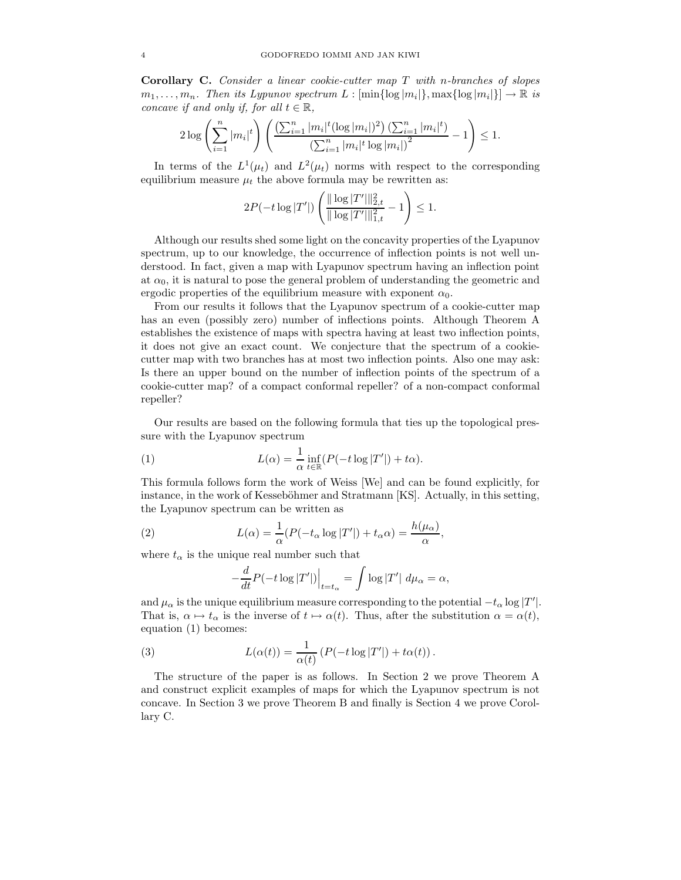**Corollary C.** *Consider a linear cookie-cutter map $T$ with $n$-branches of slopes $m_1, \ldots, m_n$. Then its Lypunov spectrum $L : [\min\{\log |m_i|\}, \max\{\log |m_i|\}] \to \mathbb{R}$ is concave if and only if, for all $t \in \mathbb{R}$,*

$$2 \log \left( \sum_{i=1}^{n} |m_i|^t \right) \left( \frac{\left(\sum_{i=1}^{n} |m_i|^t (\log |m_i|)^2\right) \left(\sum_{i=1}^{n} |m_i|^t\right)}{\left(\sum_{i=1}^{n} |m_i|^t \log |m_i|\right)^2} - 1 \right) \leq 1.$$

In terms of the $L^1(\mu_t)$ and $L^2(\mu_t)$ norms with respect to the corresponding equilibrium measure $\mu_t$ the above formula may be rewritten as:

$$2P(-t \log |T'|) \left( \frac{\| \log |T'| \|_{2,t}^2}{\| \log |T'| \|_{1,t}^2} - 1 \right) \leq 1.$$

Although our results shed some light on the concavity properties of the Lyapunov spectrum, up to our knowledge, the occurrence of inflection points is not well understood. In fact, given a map with Lyapunov spectrum having an inflection point at $\alpha_0$, it is natural to pose the general problem of understanding the geometric and ergodic properties of the equilibrium measure with exponent $\alpha_0$.

From our results it follows that the Lyapunov spectrum of a cookie-cutter map has an even (possibly zero) number of inflections points. Although Theorem A establishes the existence of maps with spectra having at least two inflection points, it does not give an exact count. We conjecture that the spectrum of a cookie-cutter map with two branches has at most two inflection points. Also one may ask: Is there an upper bound on the number of inflection points of the spectrum of a cookie-cutter map? of a compact conformal repeller? of a non-compact conformal repeller?

Our results are based on the following formula that ties up the topological pressure with the Lyapunov spectrum

$$L(\alpha) = \frac{1}{\alpha} \inf_{t \in \mathbb{R}} (P(-t \log |T'|) + t\alpha). \tag{1}$$

This formula follows form the work of Weiss [We] and can be found explicitly, for instance, in the work of Kesseböhmer and Stratmann [KS]. Actually, in this setting, the Lyapunov spectrum can be written as

$$L(\alpha) = \frac{1}{\alpha} (P(-t_\alpha \log |T'|) + t_\alpha \alpha) = \frac{h(\mu_\alpha)}{\alpha}, \tag{2}$$

where $t_\alpha$ is the unique real number such that

$$-\frac{d}{dt} P(-t \log |T'|) \Big|_{t=t_\alpha} = \int \log |T'| \; d\mu_\alpha = \alpha,$$

and $\mu_\alpha$ is the unique equilibrium measure corresponding to the potential $-t_\alpha \log |T'|$. That is, $\alpha \mapsto t_\alpha$ is the inverse of $t \mapsto \alpha(t)$. Thus, after the substitution $\alpha = \alpha(t)$, equation (1) becomes:

$$L(\alpha(t)) = \frac{1}{\alpha(t)} \left( P(-t \log |T'|) + t\alpha(t) \right). \tag{3}$$

The structure of the paper is as follows. In Section 2 we prove Theorem A and construct explicit examples of maps for which the Lyapunov spectrum is not concave. In Section 3 we prove Theorem B and finally is Section 4 we prove Corollary C.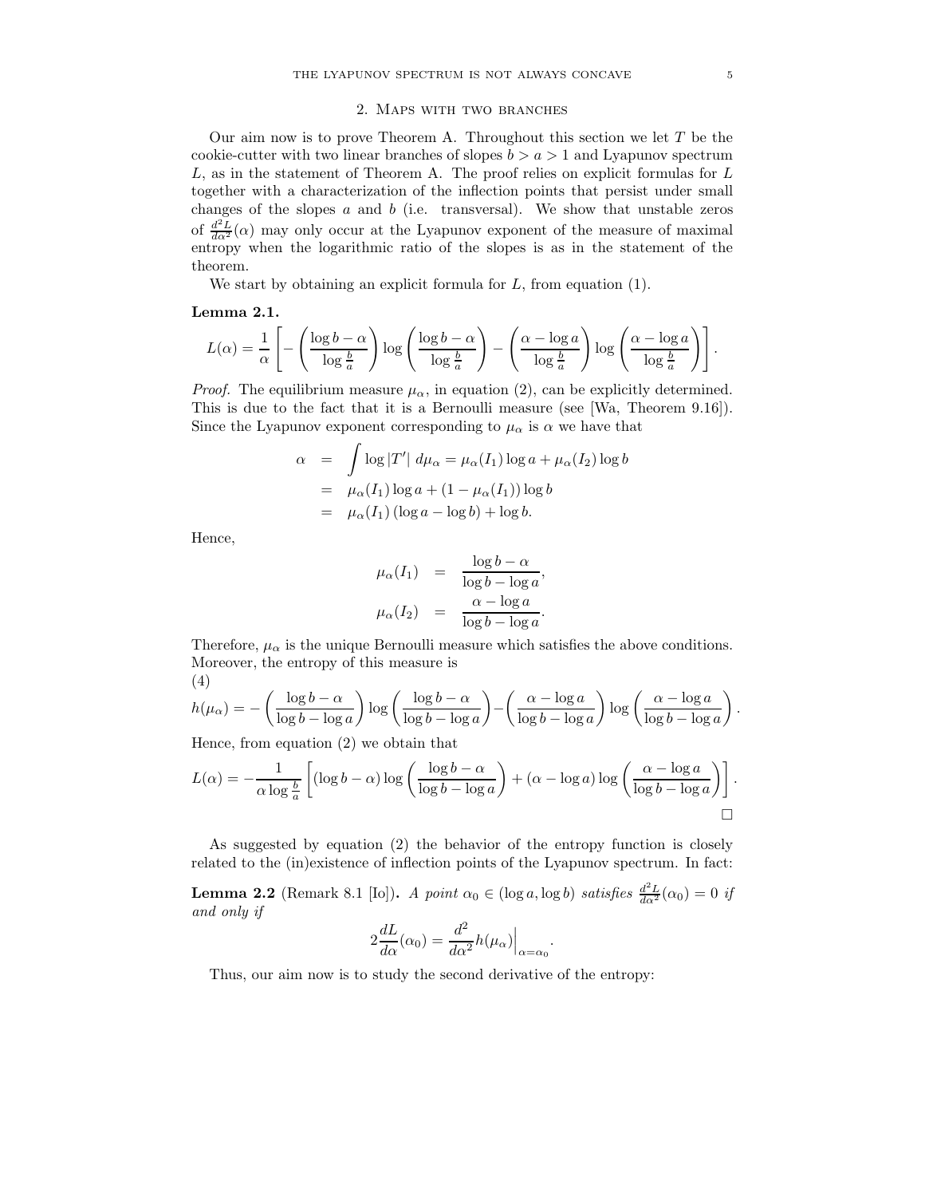## 2. Maps with two branches

Our aim now is to prove Theorem A. Throughout this section we let $T$ be the cookie-cutter with two linear branches of slopes $b > a > 1$ and Lyapunov spectrum $L$, as in the statement of Theorem A. The proof relies on explicit formulas for $L$ together with a characterization of the inflection points that persist under small changes of the slopes $a$ and $b$ (i.e. transversal). We show that unstable zeros of $\frac{d^2L}{d\alpha^2}(\alpha)$ may only occur at the Lyapunov exponent of the measure of maximal entropy when the logarithmic ratio of the slopes is as in the statement of the theorem.

We start by obtaining an explicit formula for $L$, from equation (1).

**Lemma 2.1.**

$$L(\alpha) = \frac{1}{\alpha}\left[ -\left(\frac{\log b - \alpha}{\log \frac{b}{a}}\right)\log\left(\frac{\log b - \alpha}{\log \frac{b}{a}}\right) - \left(\frac{\alpha - \log a}{\log \frac{b}{a}}\right)\log\left(\frac{\alpha - \log a}{\log \frac{b}{a}}\right)\right].$$

*Proof.* The equilibrium measure $\mu_\alpha$, in equation (2), can be explicitly determined. This is due to the fact that it is a Bernoulli measure (see [Wa, Theorem 9.16]). Since the Lyapunov exponent corresponding to $\mu_\alpha$ is $\alpha$ we have that

$$\begin{aligned}
\alpha &= \int \log|T'| \, d\mu_\alpha = \mu_\alpha(I_1)\log a + \mu_\alpha(I_2)\log b \\
&= \mu_\alpha(I_1)\log a + (1-\mu_\alpha(I_1))\log b \\
&= \mu_\alpha(I_1)(\log a - \log b) + \log b.
\end{aligned}$$

Hence,

$$\begin{aligned}
\mu_\alpha(I_1) &= \frac{\log b - \alpha}{\log b - \log a}, \\
\mu_\alpha(I_2) &= \frac{\alpha - \log a}{\log b - \log a}.
\end{aligned}$$

Therefore, $\mu_\alpha$ is the unique Bernoulli measure which satisfies the above conditions. Moreover, the entropy of this measure is

(4)

$$h(\mu_\alpha) = -\left(\frac{\log b - \alpha}{\log b - \log a}\right)\log\left(\frac{\log b - \alpha}{\log b - \log a}\right) - \left(\frac{\alpha - \log a}{\log b - \log a}\right)\log\left(\frac{\alpha - \log a}{\log b - \log a}\right).$$

Hence, from equation (2) we obtain that

$$L(\alpha) = -\frac{1}{\alpha \log\frac{b}{a}}\left[(\log b - \alpha)\log\left(\frac{\log b - \alpha}{\log b - \log a}\right) + (\alpha - \log a)\log\left(\frac{\alpha - \log a}{\log b - \log a}\right)\right].$$

$\square$

As suggested by equation (2) the behavior of the entropy function is closely related to the (in)existence of inflection points of the Lyapunov spectrum. In fact:

**Lemma 2.2** (Remark 8.1 [Io]). *A point $\alpha_0 \in (\log a, \log b)$ satisfies $\frac{d^2L}{d\alpha^2}(\alpha_0) = 0$ if and only if*

$$2\frac{dL}{d\alpha}(\alpha_0) = \frac{d^2}{d\alpha^2}h(\mu_\alpha)\Big|_{\alpha=\alpha_0}.$$

Thus, our aim now is to study the second derivative of the entropy: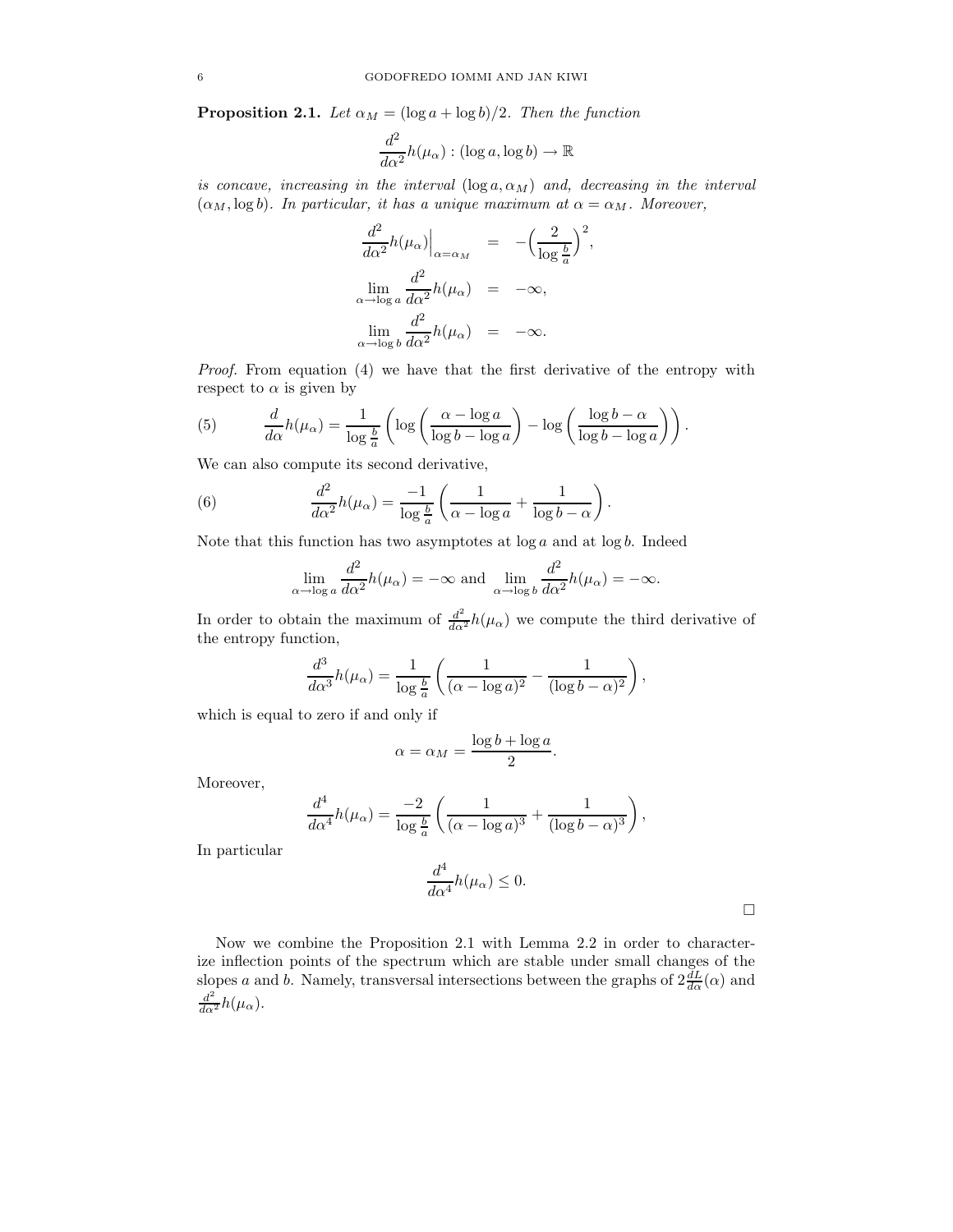**Proposition 2.1.** *Let $\alpha_M = (\log a + \log b)/2$. Then the function*

$$\frac{d^2}{d\alpha^2} h(\mu_\alpha) : (\log a, \log b) \to \mathbb{R}$$

*is concave, increasing in the interval $(\log a, \alpha_M)$ and, decreasing in the interval $(\alpha_M, \log b)$. In particular, it has a unique maximum at $\alpha = \alpha_M$. Moreover,*

$$\begin{aligned}
\frac{d^2}{d\alpha^2} h(\mu_\alpha)\Big|_{\alpha=\alpha_M} &= -\Big(\frac{2}{\log \frac{b}{a}}\Big)^2, \\
\lim_{\alpha \to \log a} \frac{d^2}{d\alpha^2} h(\mu_\alpha) &= -\infty, \\
\lim_{\alpha \to \log b} \frac{d^2}{d\alpha^2} h(\mu_\alpha) &= -\infty.
\end{aligned}$$

*Proof.* From equation (4) we have that the first derivative of the entropy with respect to $\alpha$ is given by

$$\frac{d}{d\alpha} h(\mu_\alpha) = \frac{1}{\log \frac{b}{a}} \left( \log \left( \frac{\alpha - \log a}{\log b - \log a} \right) - \log \left( \frac{\log b - \alpha}{\log b - \log a} \right) \right). \tag{5}$$

We can also compute its second derivative,

$$\frac{d^2}{d\alpha^2} h(\mu_\alpha) = \frac{-1}{\log \frac{b}{a}} \left( \frac{1}{\alpha - \log a} + \frac{1}{\log b - \alpha} \right). \tag{6}$$

Note that this function has two asymptotes at $\log a$ and at $\log b$. Indeed

$$\lim_{\alpha \to \log a} \frac{d^2}{d\alpha^2} h(\mu_\alpha) = -\infty \text{ and } \lim_{\alpha \to \log b} \frac{d^2}{d\alpha^2} h(\mu_\alpha) = -\infty.$$

In order to obtain the maximum of $\frac{d^2}{d\alpha^2} h(\mu_\alpha)$ we compute the third derivative of the entropy function,

$$\frac{d^3}{d\alpha^3} h(\mu_\alpha) = \frac{1}{\log \frac{b}{a}} \left( \frac{1}{(\alpha - \log a)^2} - \frac{1}{(\log b - \alpha)^2} \right),$$

which is equal to zero if and only if

$$\alpha = \alpha_M = \frac{\log b + \log a}{2}.$$

Moreover,

$$\frac{d^4}{d\alpha^4} h(\mu_\alpha) = \frac{-2}{\log \frac{b}{a}} \left( \frac{1}{(\alpha - \log a)^3} + \frac{1}{(\log b - \alpha)^3} \right),$$

In particular

$$\frac{d^4}{d\alpha^4} h(\mu_\alpha) \leq 0.$$

□

Now we combine the Proposition 2.1 with Lemma 2.2 in order to characterize inflection points of the spectrum which are stable under small changes of the slopes $a$ and $b$. Namely, transversal intersections between the graphs of $2\frac{dL}{d\alpha}(\alpha)$ and $\frac{d^2}{d\alpha^2} h(\mu_\alpha)$.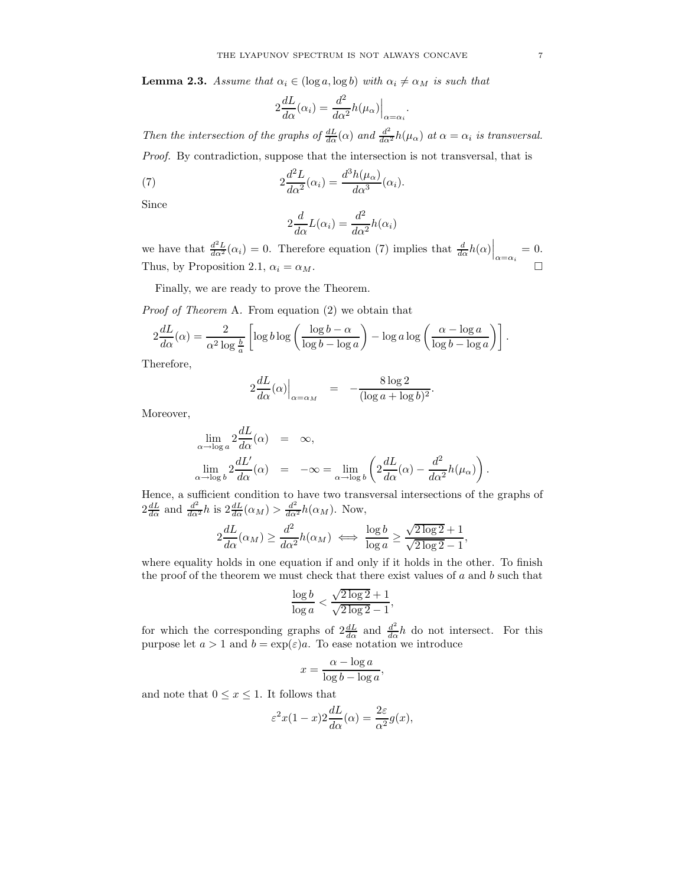**Lemma 2.3.** *Assume that $\alpha_i \in (\log a, \log b)$ with $\alpha_i \neq \alpha_M$ is such that*

$$2\frac{dL}{d\alpha}(\alpha_i) = \frac{d^2}{d\alpha^2}h(\mu_\alpha)\Big|_{\alpha=\alpha_i}.$$

*Then the intersection of the graphs of $\frac{dL}{d\alpha}(\alpha)$ and $\frac{d^2}{d\alpha^2}h(\mu_\alpha)$ at $\alpha = \alpha_i$ is transversal.*

*Proof.* By contradiction, suppose that the intersection is not transversal, that is

$$2\frac{d^2L}{d\alpha^2}(\alpha_i) = \frac{d^3h(\mu_\alpha)}{d\alpha^3}(\alpha_i). \tag{7}$$

Since

$$2\frac{d}{d\alpha}L(\alpha_i) = \frac{d^2}{d\alpha^2}h(\alpha_i)$$

we have that $\frac{d^2L}{d\alpha^2}(\alpha_i) = 0$. Therefore equation (7) implies that $\frac{d}{d\alpha}h(\alpha)\Big|_{\alpha=\alpha_i} = 0$. Thus, by Proposition 2.1, $\alpha_i = \alpha_M$. $\square$

Finally, we are ready to prove the Theorem.

*Proof of Theorem* A. From equation (2) we obtain that

$$2\frac{dL}{d\alpha}(\alpha) = \frac{2}{\alpha^2 \log\frac{b}{a}}\left[\log b \log\left(\frac{\log b - \alpha}{\log b - \log a}\right) - \log a \log\left(\frac{\alpha - \log a}{\log b - \log a}\right)\right].$$

Therefore,

$$2\frac{dL}{d\alpha}(\alpha)\Big|_{\alpha=\alpha_M} = -\frac{8\log 2}{(\log a + \log b)^2}.$$

Moreover,

$$\begin{aligned}
\lim_{\alpha\to\log a} 2\frac{dL}{d\alpha}(\alpha) &= \infty, \\
\lim_{\alpha\to\log b} 2\frac{dL'}{d\alpha}(\alpha) &= -\infty = \lim_{\alpha\to\log b}\left(2\frac{dL}{d\alpha}(\alpha) - \frac{d^2}{d\alpha^2}h(\mu_\alpha)\right).
\end{aligned}$$

Hence, a sufficient condition to have two transversal intersections of the graphs of $2\frac{dL}{d\alpha}$ and $\frac{d^2}{d\alpha^2}h$ is $2\frac{dL}{d\alpha}(\alpha_M) > \frac{d^2}{d\alpha^2}h(\alpha_M)$. Now,

$$2\frac{dL}{d\alpha}(\alpha_M) \geq \frac{d^2}{d\alpha^2}h(\alpha_M) \iff \frac{\log b}{\log a} \geq \frac{\sqrt{2\log 2}+1}{\sqrt{2\log 2}-1},$$

where equality holds in one equation if and only if it holds in the other. To finish the proof of the theorem we must check that there exist values of $a$ and $b$ such that

$$\frac{\log b}{\log a} < \frac{\sqrt{2\log 2}+1}{\sqrt{2\log 2}-1},$$

for which the corresponding graphs of $2\frac{dL}{d\alpha}$ and $\frac{d^2}{d\alpha^2}h$ do not intersect. For this purpose let $a > 1$ and $b = \exp(\varepsilon)a$. To ease notation we introduce

$$x = \frac{\alpha - \log a}{\log b - \log a},$$

and note that $0 \leq x \leq 1$. It follows that

$$\varepsilon^2 x(1-x)2\frac{dL}{d\alpha}(\alpha) = \frac{2\varepsilon}{\alpha^2}g(x),$$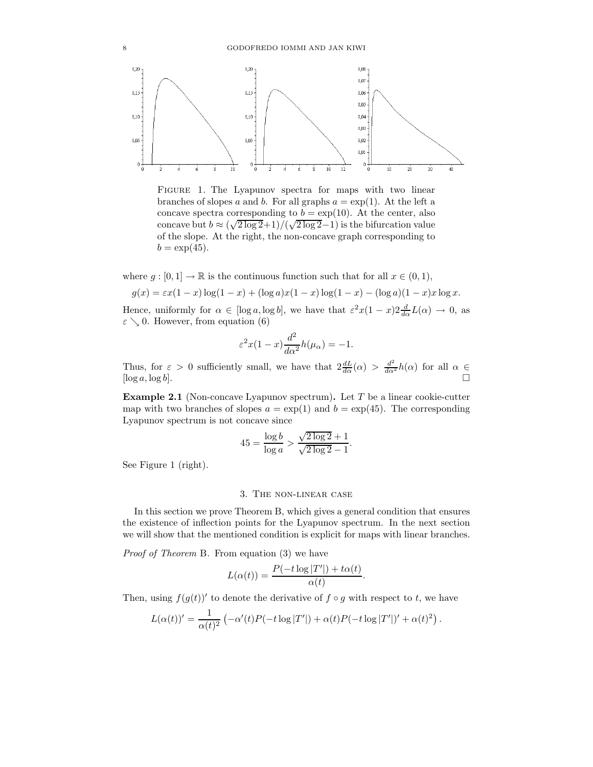FIGURE 1. The Lyapunov spectra for maps with two linear branches of slopes $a$ and $b$. For all graphs $a = \exp(1)$. At the left a concave spectra corresponding to $b = \exp(10)$. At the center, also concave but $b \approx (\sqrt{2\log 2}+1)/(\sqrt{2\log 2}-1)$ is the bifurcation value of the slope. At the right, the non-concave graph corresponding to $b = \exp(45)$.

where $g : [0,1] \to \mathbb{R}$ is the continuous function such that for all $x \in (0,1)$,

$$g(x) = \varepsilon x(1-x)\log(1-x) + (\log a)x(1-x)\log(1-x) - (\log a)(1-x)x\log x.$$

Hence, uniformly for $\alpha \in [\log a, \log b]$, we have that $\varepsilon^2 x(1-x) 2\frac{d}{d\alpha}L(\alpha) \to 0$, as $\varepsilon \searrow 0$. However, from equation (6)

$$\varepsilon^2 x(1-x)\frac{d^2}{d\alpha^2}h(\mu_\alpha) = -1.$$

Thus, for $\varepsilon > 0$ sufficiently small, we have that $2\frac{dL}{d\alpha}(\alpha) > \frac{d^2}{d\alpha^2}h(\alpha)$ for all $\alpha \in [\log a, \log b]$. $\square$

**Example 2.1** (Non-concave Lyapunov spectrum)**.** Let $T$ be a linear cookie-cutter map with two branches of slopes $a = \exp(1)$ and $b = \exp(45)$. The corresponding Lyapunov spectrum is not concave since

$$45 = \frac{\log b}{\log a} > \frac{\sqrt{2\log 2}+1}{\sqrt{2\log 2}-1}.$$

See Figure 1 (right).

## 3. The non-linear case

In this section we prove Theorem B, which gives a general condition that ensures the existence of inflection points for the Lyapunov spectrum. In the next section we will show that the mentioned condition is explicit for maps with linear branches.

*Proof of Theorem* B. From equation (3) we have

$$L(\alpha(t)) = \frac{P(-t\log|T'|) + t\alpha(t)}{\alpha(t)}.$$

Then, using $f(g(t))'$ to denote the derivative of $f \circ g$ with respect to $t$, we have

$$L(\alpha(t))' = \frac{1}{\alpha(t)^2}\left(-\alpha'(t)P(-t\log|T'|) + \alpha(t)P(-t\log|T'|)' + \alpha(t)^2\right).$$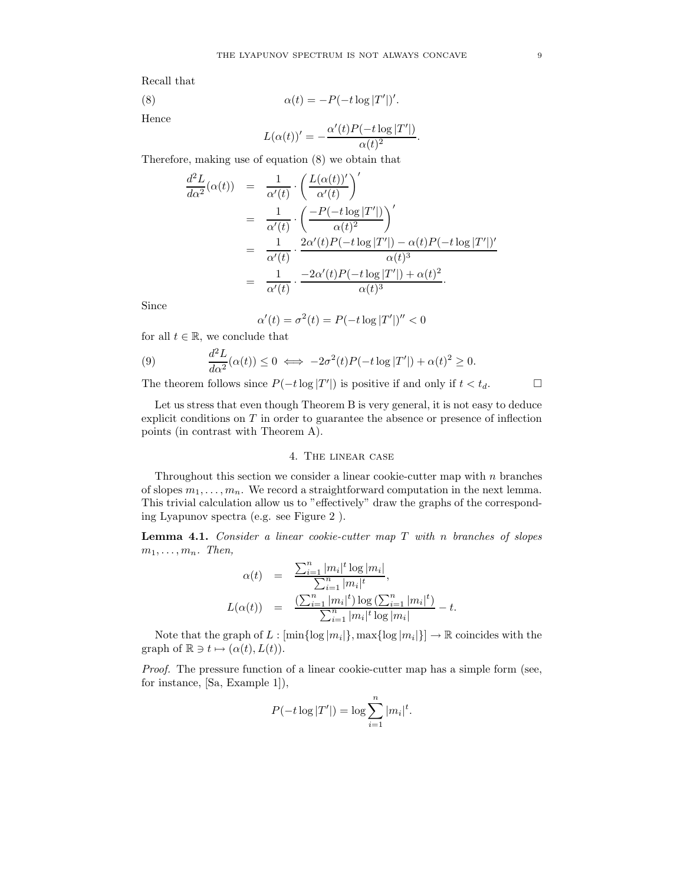Recall that

$$\alpha(t) = -P(-t\log|T'|)'. \tag{8}$$

Hence

$$L(\alpha(t))' = -\frac{\alpha'(t)P(-t\log|T'|)}{\alpha(t)^2}.$$

Therefore, making use of equation (8) we obtain that

$$\begin{aligned}
\frac{d^2L}{d\alpha^2}(\alpha(t)) &= \frac{1}{\alpha'(t)} \cdot \left(\frac{L(\alpha(t))'}{\alpha'(t)}\right)' \\
&= \frac{1}{\alpha'(t)} \cdot \left(\frac{-P(-t\log|T'|)}{\alpha(t)^2}\right)' \\
&= \frac{1}{\alpha'(t)} \cdot \frac{2\alpha'(t)P(-t\log|T'|) - \alpha(t)P(-t\log|T'|)'}{\alpha(t)^3} \\
&= \frac{1}{\alpha'(t)} \cdot \frac{-2\alpha'(t)P(-t\log|T'|) + \alpha(t)^2}{\alpha(t)^3}.
\end{aligned}$$

Since

$$\alpha'(t) = \sigma^2(t) = P(-t\log|T'|)'' < 0$$

for all $t \in \mathbb{R}$, we conclude that

$$\frac{d^2L}{d\alpha^2}(\alpha(t)) \leq 0 \iff -2\sigma^2(t)P(-t\log|T'|) + \alpha(t)^2 \geq 0. \tag{9}$$

The theorem follows since $P(-t\log|T'|)$ is positive if and only if $t < t_d$. □

Let us stress that even though Theorem B is very general, it is not easy to deduce explicit conditions on $T$ in order to guarantee the absence or presence of inflection points (in contrast with Theorem A).

## 4. The linear case

Throughout this section we consider a linear cookie-cutter map with $n$ branches of slopes $m_1, \ldots, m_n$. We record a straightforward computation in the next lemma. This trivial calculation allow us to "effectively" draw the graphs of the corresponding Lyapunov spectra (e.g. see Figure 2 ).

**Lemma 4.1.** *Consider a linear cookie-cutter map $T$ with $n$ branches of slopes $m_1, \ldots, m_n$. Then,*

$$\begin{aligned}
\alpha(t) &= \frac{\sum_{i=1}^n |m_i|^t \log|m_i|}{\sum_{i=1}^n |m_i|^t}, \\
L(\alpha(t)) &= \frac{\left(\sum_{i=1}^n |m_i|^t\right)\log\left(\sum_{i=1}^n |m_i|^t\right)}{\sum_{i=1}^n |m_i|^t \log|m_i|} - t.
\end{aligned}$$

Note that the graph of $L : [\min\{\log|m_i|\}, \max\{\log|m_i|\}] \to \mathbb{R}$ coincides with the graph of $\mathbb{R} \ni t \mapsto (\alpha(t), L(t))$.

*Proof.* The pressure function of a linear cookie-cutter map has a simple form (see, for instance, [Sa, Example 1]),

$$P(-t\log|T'|) = \log\sum_{i=1}^n |m_i|^t.$$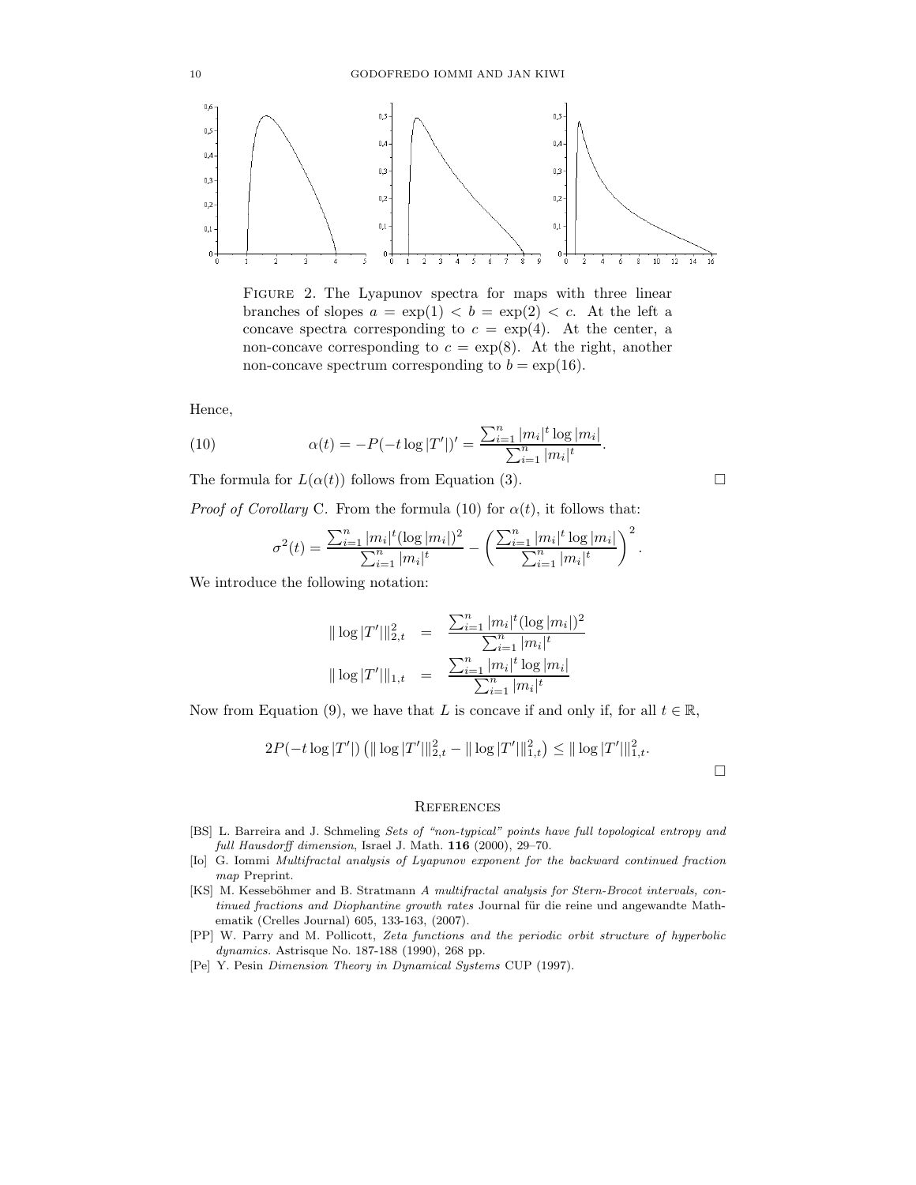Figure 2. The Lyapunov spectra for maps with three linear branches of slopes $a = \exp(1) < b = \exp(2) < c$. At the left a concave spectra corresponding to $c = \exp(4)$. At the center, a non-concave corresponding to $c = \exp(8)$. At the right, another non-concave spectrum corresponding to $b = \exp(16)$.

Hence,

$$\alpha(t) = -P(-t \log |T'|)' = \frac{\sum_{i=1}^{n} |m_i|^t \log |m_i|}{\sum_{i=1}^{n} |m_i|^t}. \tag{10}$$

The formula for $L(\alpha(t))$ follows from Equation (3). $\square$

*Proof of Corollary* C. From the formula (10) for $\alpha(t)$, it follows that:

$$\sigma^2(t) = \frac{\sum_{i=1}^{n} |m_i|^t (\log |m_i|)^2}{\sum_{i=1}^{n} |m_i|^t} - \left( \frac{\sum_{i=1}^{n} |m_i|^t \log |m_i|}{\sum_{i=1}^{n} |m_i|^t} \right)^2.$$

We introduce the following notation:

$$\begin{aligned} \| \log |T'| \|_{2,t}^2 &= \frac{\sum_{i=1}^{n} |m_i|^t (\log |m_i|)^2}{\sum_{i=1}^{n} |m_i|^t} \\ \| \log |T'| \|_{1,t} &= \frac{\sum_{i=1}^{n} |m_i|^t \log |m_i|}{\sum_{i=1}^{n} |m_i|^t} \end{aligned}$$

Now from Equation (9), we have that $L$ is concave if and only if, for all $t \in \mathbb{R}$,

$$2P(-t \log |T'|) \left( \| \log |T'| \|_{2,t}^2 - \| \log |T'| \|_{1,t}^2 \right) \leq \| \log |T'| \|_{1,t}^2.$$

$\square$

## References

[BS] L. Barreira and J. Schmeling *Sets of "non-typical" points have full topological entropy and full Hausdorff dimension*, Israel J. Math. **116** (2000), 29–70.

[Io] G. Iommi *Multifractal analysis of Lyapunov exponent for the backward continued fraction map* Preprint.

[KS] M. Kesseböhmer and B. Stratmann *A multifractal analysis for Stern-Brocot intervals, continued fractions and Diophantine growth rates* Journal für die reine und angewandte Mathematik (Crelles Journal) 605, 133-163, (2007).

[PP] W. Parry and M. Pollicott, *Zeta functions and the periodic orbit structure of hyperbolic dynamics.* Astrisque No. 187-188 (1990), 268 pp.

[Pe] Y. Pesin *Dimension Theory in Dynamical Systems* CUP (1997).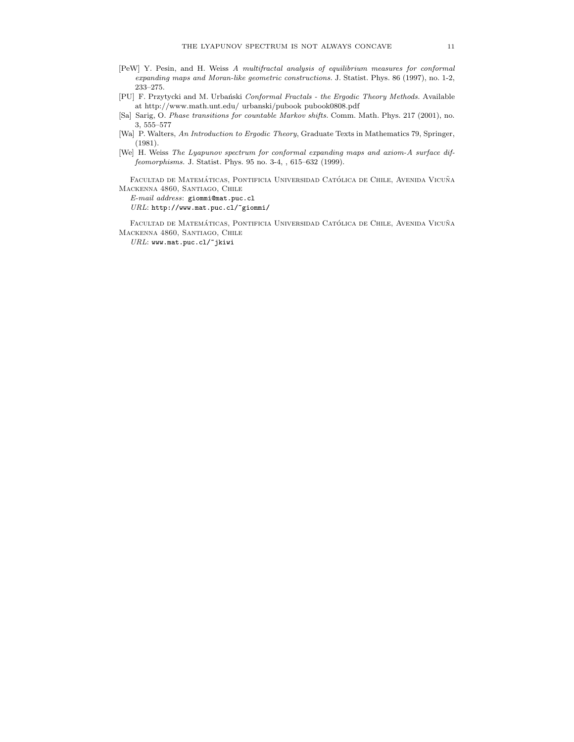[PeW] Y. Pesin, and H. Weiss *A multifractal analysis of equilibrium measures for conformal expanding maps and Moran-like geometric constructions.* J. Statist. Phys. 86 (1997), no. 1-2, 233–275.

[PU] F. Przytycki and M. Urbański *Conformal Fractals - the Ergodic Theory Methods.* Available at http://www.math.unt.edu/ urbanski/pubook pubook0808.pdf

[Sa] Sarig, O. *Phase transitions for countable Markov shifts.* Comm. Math. Phys. 217 (2001), no. 3, 555–577

[Wa] P. Walters, *An Introduction to Ergodic Theory*, Graduate Texts in Mathematics 79, Springer, (1981).

[We] H. Weiss *The Lyapunov spectrum for conformal expanding maps and axiom-A surface diffeomorphisms.* J. Statist. Phys. 95 no. 3-4, , 615–632 (1999).

Facultad de Matemáticas, Pontificia Universidad Católica de Chile, Avenida Vicuña Mackenna 4860, Santiago, Chile

*E-mail address*: giommi@mat.puc.cl

*URL*: http://www.mat.puc.cl/~giommi/

Facultad de Matemáticas, Pontificia Universidad Católica de Chile, Avenida Vicuña Mackenna 4860, Santiago, Chile

*URL*: www.mat.puc.cl/~jkiwi